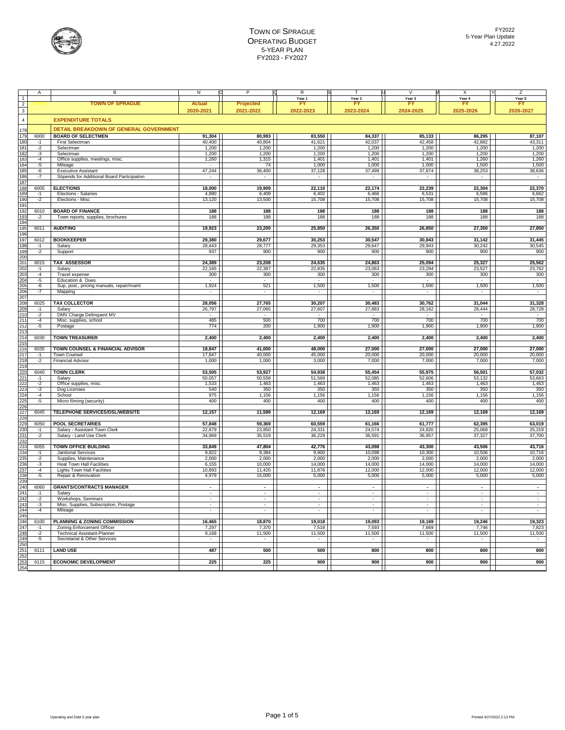# TOWN OF SPRAGUE
## OPERATING BUDGET
### 5-YEAR PLAN
### FY2023 - FY2027

FY2022
5-Year Plan Update
4.27.2022

| | A | B | N | P | R | T | V | X | Z |
|---|---|---|---|---|---|---|---|---|---|
| 1 | | | | | Year 1 | Year 2 | Year 3 | Year 4 | Year 5 |
| 2 | | **TOWN OF SPRAGUE** | **Actual** | **Projected** | **FY** | **FY** | **FY** | **FY** | **FY** |
| 3 | | | **2020-2021** | **2021-2022** | **2022-2023** | **2023-2024** | **2024-2025** | **2025-2026** | **2026-2027** |
| 4 | | **EXPENDITURE TOTALS** | | | | | | | |
| 178 | | **DETAIL BREAKDOWN OF GENERAL GOVERNMENT** | | | | | | | |
| 179 | 6000 | **BOARD OF SELECTMEN** | **91,304** | **80,993** | **83,550** | **84,337** | **85,133** | **86,295** | **87,107** |
| 180 | -1 | First Selectman | 40,400 | 40,804 | 41,621 | 42,037 | 42,458 | 42,882 | 43,311 |
| 181 | -2 | Selectman | 1,200 | 1,200 | 1,200 | 1,200 | 1,200 | 1,200 | 1,200 |
| 182 | -3 | Selectman | 1,200 | 1,200 | 1,200 | 1,200 | 1,200 | 1,200 | 1,200 |
| 183 | -4 | Office supplies, meetings, misc. | 1,260 | 1,315 | 1,401 | 1,401 | 1,401 | 1,260 | 1,260 |
| 184 | -5 | Mileage | - | 74 | 1,000 | 1,000 | 1,000 | 1,500 | 1,500 |
| 185 | -6 | Executive Assistant | 47,244 | 36,400 | 37,128 | 37,499 | 37,874 | 38,253 | 38,636 |
| 186 | -7 | Stipends for Additional Board Participation | - | - | - | - | - | - | - |
| 187 | | | | | | | | | |
| 188 | 6005 | **ELECTIONS** | **18,000** | **19,909** | **22,110** | **22,174** | **22,239** | **22,304** | **22,370** |
| 189 | -1 | Elections - Salaries | 4,880 | 6,409 | 6,402 | 6,466 | 6,531 | 6,596 | 6,662 |
| 190 | -2 | Elections - Misc | 13,120 | 13,500 | 15,708 | 15,708 | 15,708 | 15,708 | 15,708 |
| 191 | | | | | | | | | |
| 192 | 6010 | **BOARD OF FINANCE** | **188** | **188** | **188** | **188** | **188** | **188** | **188** |
| 193 | -2 | Town reports, supplies, brochures | 188 | 188 | 188 | 188 | 188 | 188 | 188 |
| 194 | | | | | | | | | |
| 195 | 6011 | **AUDITING** | **19,923** | **23,200** | **25,850** | **26,350** | **26,850** | **27,350** | **27,850** |
| 196 | | | | | | | | | |
| 197 | 6012 | **BOOKKEEPER** | **29,380** | **29,677** | **30,253** | **30,547** | **30,843** | **31,142** | **31,445** |
| 198 | -1 | Salary | 28,443 | 28,777 | 29,353 | 29,647 | 29,943 | 30,242 | 30,545 |
| 199 | -2 | Support | 937 | 900 | 900 | 900 | 900 | 900 | 900 |
| 200 | | | | | | | | | |
| 201 | 6015 | **TAX ASSESSOR** | **24,389** | **23,208** | **24,635** | **24,863** | **25,094** | **25,327** | **25,562** |
| 202 | -1 | Salary | 22,165 | 22,387 | 22,835 | 23,063 | 23,294 | 23,527 | 23,762 |
| 203 | -4 | Travel expense | 300 | 300 | 300 | 300 | 300 | 300 | 300 |
| 204 | -5 | Education & Dues | - | - | - | - | - | - | - |
| 205 | -6 | Sup, post., pricing manuals, repair/maint | 1,924 | 521 | 1,500 | 1,500 | 1,500 | 1,500 | 1,500 |
| 206 | -7 | Mapping | - | - | - | - | - | - | - |
| 207 | | | | | | | | | |
| 208 | 6025 | **TAX COLLECTOR** | **28,056** | **27,765** | **30,207** | **30,483** | **30,762** | **31,044** | **31,328** |
| 209 | -1 | Salary | 26,797 | 27,065 | 27,607 | 27,883 | 28,162 | 28,444 | 28,728 |
| 210 | -2 | DMV Charge Delinquent MV | - | - | - | - | - | - | - |
| 211 | -4 | Misc. supplies, school | 485 | 500 | 700 | 700 | 700 | 700 | 700 |
| 212 | -5 | Postage | 774 | 200 | 1,900 | 1,900 | 1,900 | 1,900 | 1,900 |
| 213 | | | | | | | | | |
| 214 | 6030 | **TOWN TREASURER** | **2,400** | **2,400** | **2,400** | **2,400** | **2,400** | **2,400** | **2,400** |
| 215 | | | | | | | | | |
| 216 | 6035 | **TOWN COUNSEL & FINANCIAL ADVISOR** | **18,847** | **41,000** | **48,000** | **27,000** | **27,000** | **27,000** | **27,000** |
| 217 | -1 | Town Counsel | 17,847 | 40,000 | 45,000 | 20,000 | 20,000 | 20,000 | 20,000 |
| 218 | -2 | Financial Advisor | 1,000 | 1,000 | 3,000 | 7,000 | 7,000 | 7,000 | 7,000 |
| 219 | | | | | | | | | |
| 220 | 6040 | **TOWN CLERK** | **53,505** | **53,927** | **54,938** | **55,454** | **55,975** | **56,501** | **57,032** |
| 221 | -1 | Salary | 50,057 | 50,558 | 51,569 | 52,085 | 52,606 | 53,132 | 53,663 |
| 222 | -2 | Office supplies, misc. | 1,533 | 1,463 | 1,463 | 1,463 | 1,463 | 1,463 | 1,463 |
| 223 | -3 | Dog Licenses | 540 | 350 | 350 | 350 | 350 | 350 | 350 |
| 224 | -4 | School | 975 | 1,156 | 1,156 | 1,156 | 1,156 | 1,156 | 1,156 |
| 225 | -5 | Micro filming (security) | 400 | 400 | 400 | 400 | 400 | 400 | 400 |
| 226 | | | | | | | | | |
| 227 | 6045 | **TELEPHONE SERVICES/DSL/WEBSITE** | **12,157** | **11,589** | **12,169** | **12,169** | **12,169** | **12,169** | **12,169** |
| 228 | | | | | | | | | |
| 229 | 6050 | **POOL SECRETARIES** | **57,848** | **59,369** | **60,559** | **61,166** | **61,777** | **62,395** | **63,019** |
| 230 | -1 | Salary - Assistant Town Clerk | 22,879 | 23,850 | 24,331 | 24,574 | 24,820 | 25,068 | 25,319 |
| 231 | -2 | Salary - Land Use Clerk | 34,969 | 35,519 | 36,229 | 36,591 | 36,957 | 37,327 | 37,700 |
| 232 | | | | | | | | | |
| 233 | 6055 | **TOWN OFFICE BUILDING** | **33,849** | **47,804** | **42,776** | **43,098** | **43,300** | **43,506** | **43,716** |
| 234 | -1 | Janitorial Services | 9,822 | 9,384 | 9,900 | 10,098 | 10,300 | 10,506 | 10,716 |
| 235 | -2 | Supplies, Maintenance | 2,000 | 2,000 | 2,000 | 2,000 | 2,000 | 2,000 | 2,000 |
| 236 | -3 | Heat Town Hall Facilities | 6,155 | 10,000 | 14,000 | 14,000 | 14,000 | 14,000 | 14,000 |
| 237 | -4 | Lights Town Hall Facilities | 10,893 | 11,420 | 11,876 | 12,000 | 12,000 | 12,000 | 12,000 |
| 238 | -5 | Repair & Renovation | 4,979 | 15,000 | 5,000 | 5,000 | 5,000 | 5,000 | 5,000 |
| 239 | | | | | | | | | |
| 240 | 6060 | **GRANTS/CONTRACTS MANAGER** | **-** | **-** | **-** | **-** | **-** | **-** | **-** |
| 241 | -1 | Salary | - | - | - | - | - | - | - |
| 242 | -2 | Workshops, Seminars | - | - | - | - | - | - | - |
| 243 | -3 | Misc. Supplies, Subscription, Postage | - | - | - | - | - | - | - |
| 244 | -4 | Mileage | - | - | - | - | - | - | - |
| 245 | | | | | | | | | |
| 246 | 6100 | **PLANNING & ZONING COMMISSION** | **16,465** | **18,870** | **19,018** | **19,093** | **19,169** | **19,246** | **19,323** |
| 247 | -1 | Zoning Enforcement Officer | 7,297 | 7,370 | 7,518 | 7,593 | 7,669 | 7,746 | 7,823 |
| 248 | -2 | Technical Assistant-Planner | 9,168 | 11,500 | 11,500 | 11,500 | 11,500 | 11,500 | 11,500 |
| 249 | -5 | Secretarial & Other Services | - | - | - | - | - | - | - |
| 250 | | | | | | | | | |
| 251 | 6111 | **LAND USE** | **487** | **500** | **500** | **800** | **800** | **800** | **800** |
| 252 | | | | | | | | | |
| 253 | 6115 | **ECONOMIC DEVELOPMENT** | **225** | **225** | **900** | **900** | **900** | **900** | **900** |
| 254 | | | | | | | | | |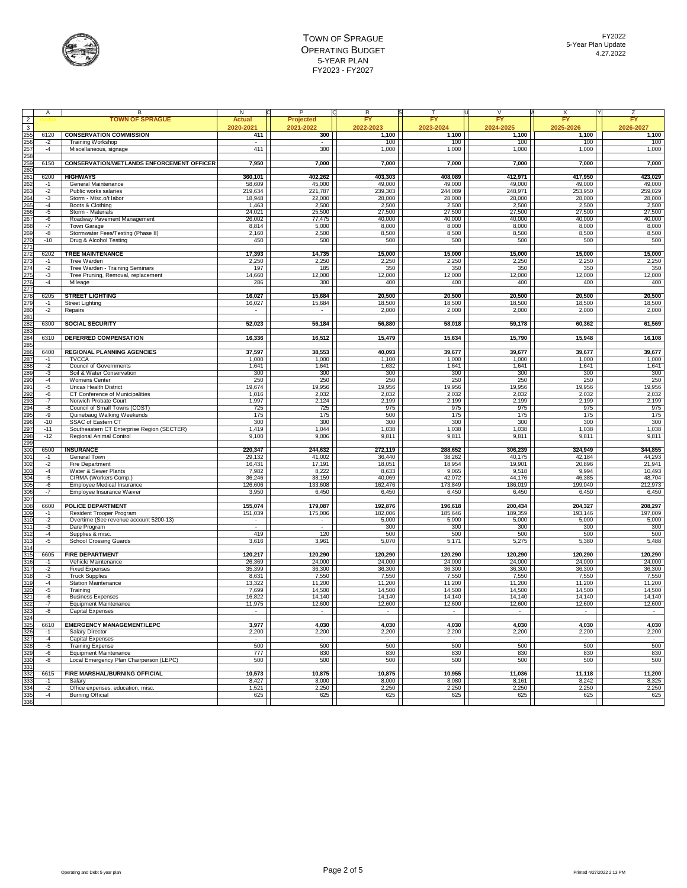# TOWN OF SPRAGUE
## OPERATING BUDGET
### 5-YEAR PLAN
### FY2023 - FY2027

FY2022
5-Year Plan Update
4.27.2022

| | TOWN OF SPRAGUE | Actual 2020-2021 | Projected 2021-2022 | FY 2022-2023 | FY 2023-2024 | FY 2024-2025 | FY 2025-2026 | FY 2026-2027 |
|---|---|---|---|---|---|---|---|---|
| 6120 | **CONSERVATION COMMISSION** | **411** | **300** | **1,100** | **1,100** | **1,100** | **1,100** | **1,100** |
| -2 | Training Workshop | - | - | 100 | 100 | 100 | 100 | 100 |
| -4 | Miscellaneous, signage | 411 | 300 | 1,000 | 1,000 | 1,000 | 1,000 | 1,000 |
| | | | | | | | | |
| 6150 | **CONSERVATION/WETLANDS ENFORCEMENT OFFICER** | **7,950** | **7,000** | **7,000** | **7,000** | **7,000** | **7,000** | **7,000** |
| | | | | | | | | |
| 6200 | **HIGHWAYS** | **360,101** | **402,262** | **403,303** | **408,089** | **412,971** | **417,950** | **423,029** |
| -1 | General Maintenance | 58,609 | 45,000 | 49,000 | 49,000 | 49,000 | 49,000 | 49,000 |
| -2 | Public works salaries | 219,634 | 221,787 | 239,303 | 244,089 | 248,971 | 253,950 | 259,029 |
| -3 | Storm - Misc.o/t labor | 18,948 | 22,000 | 28,000 | 28,000 | 28,000 | 28,000 | 28,000 |
| -4 | Boots & Clothing | 1,463 | 2,500 | 2,500 | 2,500 | 2,500 | 2,500 | 2,500 |
| -5 | Storm - Materials | 24,021 | 25,500 | 27,500 | 27,500 | 27,500 | 27,500 | 27,500 |
| -6 | Roadway Pavement Management | 26,002 | 77,475 | 40,000 | 40,000 | 40,000 | 40,000 | 40,000 |
| -7 | Town Garage | 8,814 | 5,000 | 8,000 | 8,000 | 8,000 | 8,000 | 8,000 |
| -8 | Stormwater Fees/Testing (Phase II) | 2,160 | 2,500 | 8,500 | 8,500 | 8,500 | 8,500 | 8,500 |
| -10 | Drug & Alcohol Testing | 450 | 500 | 500 | 500 | 500 | 500 | 500 |
| | | | | | | | | |
| 6202 | **TREE MAINTENANCE** | **17,393** | **14,735** | **15,000** | **15,000** | **15,000** | **15,000** | **15,000** |
| -1 | Tree Warden | 2,250 | 2,250 | 2,250 | 2,250 | 2,250 | 2,250 | 2,250 |
| -2 | Tree Warden - Training Seminars | 197 | 185 | 350 | 350 | 350 | 350 | 350 |
| -3 | Tree Pruning, Removal, replacement | 14,660 | 12,000 | 12,000 | 12,000 | 12,000 | 12,000 | 12,000 |
| -4 | Mileage | 286 | 300 | 400 | 400 | 400 | 400 | 400 |
| | | | | | | | | |
| 6205 | **STREET LIGHTING** | **16,027** | **15,684** | **20,500** | **20,500** | **20,500** | **20,500** | **20,500** |
| -1 | Street Lighting | 16,027 | 15,684 | 18,500 | 18,500 | 18,500 | 18,500 | 18,500 |
| -2 | Repairs | - | - | 2,000 | 2,000 | 2,000 | 2,000 | 2,000 |
| | | | | | | | | |
| 6300 | **SOCIAL SECURITY** | **52,023** | **56,184** | **56,880** | **58,018** | **59,178** | **60,362** | **61,569** |
| | | | | | | | | |
| 6310 | **DEFERRED COMPENSATION** | **16,336** | **16,512** | **15,479** | **15,634** | **15,790** | **15,948** | **16,108** |
| | | | | | | | | |
| 6400 | **REGIONAL PLANNING AGENCIES** | **37,597** | **38,553** | **40,093** | **39,677** | **39,677** | **39,677** | **39,677** |
| -1 | TVCCA | 1,000 | 1,000 | 1,100 | 1,000 | 1,000 | 1,000 | 1,000 |
| -2 | Council of Governments | 1,641 | 1,641 | 1,632 | 1,641 | 1,641 | 1,641 | 1,641 |
| -3 | Soil & Water Conservation | 300 | 300 | 300 | 300 | 300 | 300 | 300 |
| -4 | Womens Center | 250 | 250 | 250 | 250 | 250 | 250 | 250 |
| -5 | Uncas Health District | 19,674 | 19,956 | 19,956 | 19,956 | 19,956 | 19,956 | 19,956 |
| -6 | CT Conference of Municipalities | 1,016 | 2,032 | 2,032 | 2,032 | 2,032 | 2,032 | 2,032 |
| -7 | Norwich Probate Court | 1,997 | 2,124 | 2,199 | 2,199 | 2,199 | 2,199 | 2,199 |
| -8 | Council of Small Towns (COST) | 725 | 725 | 975 | 975 | 975 | 975 | 975 |
| -9 | Quinebaug Walking Weekends | 175 | 175 | 500 | 175 | 175 | 175 | 175 |
| -10 | SSAC of Eastern CT | 300 | 300 | 300 | 300 | 300 | 300 | 300 |
| -11 | Southeastern CT Enterprise Region (SECTER) | 1,419 | 1,044 | 1,038 | 1,038 | 1,038 | 1,038 | 1,038 |
| -12 | Regional Animal Control | 9,100 | 9,006 | 9,811 | 9,811 | 9,811 | 9,811 | 9,811 |
| | | | | | | | | |
| 6500 | **INSURANCE** | **220,347** | **244,632** | **272,119** | **288,652** | **306,239** | **324,949** | **344,855** |
| -1 | General Town | 29,132 | 41,002 | 36,440 | 38,262 | 40,175 | 42,184 | 44,293 |
| -2 | Fire Department | 16,431 | 17,191 | 18,051 | 18,954 | 19,901 | 20,896 | 21,941 |
| -4 | Water & Sewer Plants | 7,982 | 8,222 | 8,633 | 9,065 | 9,518 | 9,994 | 10,493 |
| -5 | CIRMA (Workers Comp.) | 36,246 | 38,159 | 40,069 | 42,072 | 44,176 | 46,385 | 48,704 |
| -6 | Employee Medical Insurance | 126,606 | 133,608 | 162,476 | 173,849 | 186,019 | 199,040 | 212,973 |
| -7 | Employee Insurance Waiver | 3,950 | 6,450 | 6,450 | 6,450 | 6,450 | 6,450 | 6,450 |
| | | | | | | | | |
| 6600 | **POLICE DEPARTMENT** | **155,074** | **179,087** | **192,876** | **196,618** | **200,434** | **204,327** | **208,297** |
| -1 | Resident Trooper Program | 151,039 | 175,006 | 182,006 | 185,646 | 189,359 | 193,146 | 197,009 |
| -2 | Overtime (See revenue account 5200-13) | - | - | 5,000 | 5,000 | 5,000 | 5,000 | 5,000 |
| -3 | Dare Program | - | - | 300 | 300 | 300 | 300 | 300 |
| -4 | Supplies & misc. | 419 | 120 | 500 | 500 | 500 | 500 | 500 |
| -5 | School Crossing Guards | 3,616 | 3,961 | 5,070 | 5,171 | 5,275 | 5,380 | 5,488 |
| | | | | | | | | |
| 6605 | **FIRE DEPARTMENT** | **120,217** | **120,290** | **120,290** | **120,290** | **120,290** | **120,290** | **120,290** |
| -1 | Vehicle Maintenance | 26,369 | 24,000 | 24,000 | 24,000 | 24,000 | 24,000 | 24,000 |
| -2 | Fixed Expenses | 35,399 | 36,300 | 36,300 | 36,300 | 36,300 | 36,300 | 36,300 |
| -3 | Truck Supplies | 8,631 | 7,550 | 7,550 | 7,550 | 7,550 | 7,550 | 7,550 |
| -4 | Station Maintenance | 13,322 | 11,200 | 11,200 | 11,200 | 11,200 | 11,200 | 11,200 |
| -5 | Training | 7,699 | 14,500 | 14,500 | 14,500 | 14,500 | 14,500 | 14,500 |
| -6 | Business Expenses | 16,822 | 14,140 | 14,140 | 14,140 | 14,140 | 14,140 | 14,140 |
| -7 | Equipment Maintenance | 11,975 | 12,600 | 12,600 | 12,600 | 12,600 | 12,600 | 12,600 |
| -8 | Capital Expenses | - | - | - | - | - | - | - |
| | | | | | | | | |
| 6610 | **EMERGENCY MANAGEMENT/LEPC** | **3,977** | **4,030** | **4,030** | **4,030** | **4,030** | **4,030** | **4,030** |
| -1 | Salary Director | 2,200 | 2,200 | 2,200 | 2,200 | 2,200 | 2,200 | 2,200 |
| -4 | Capital Expenses | - | - | - | - | - | - | - |
| -5 | Training Expense | 500 | 500 | 500 | 500 | 500 | 500 | 500 |
| -6 | Equipment Maintenance | 777 | 830 | 830 | 830 | 830 | 830 | 830 |
| -8 | Local Emergency Plan Chairperson (LEPC) | 500 | 500 | 500 | 500 | 500 | 500 | 500 |
| | | | | | | | | |
| 6615 | **FIRE MARSHAL/BURNING OFFICIAL** | **10,573** | **10,875** | **10,875** | **10,955** | **11,036** | **11,118** | **11,200** |
| -1 | Salary | 8,427 | 8,000 | 8,000 | 8,080 | 8,161 | 8,242 | 8,325 |
| -2 | Office expenses, education, misc. | 1,521 | 2,250 | 2,250 | 2,250 | 2,250 | 2,250 | 2,250 |
| -4 | Burning Official | 625 | 625 | 625 | 625 | 625 | 625 | 625 |

Operating and Debt 5 year plan

Printed 4/27/2022 2:13 PM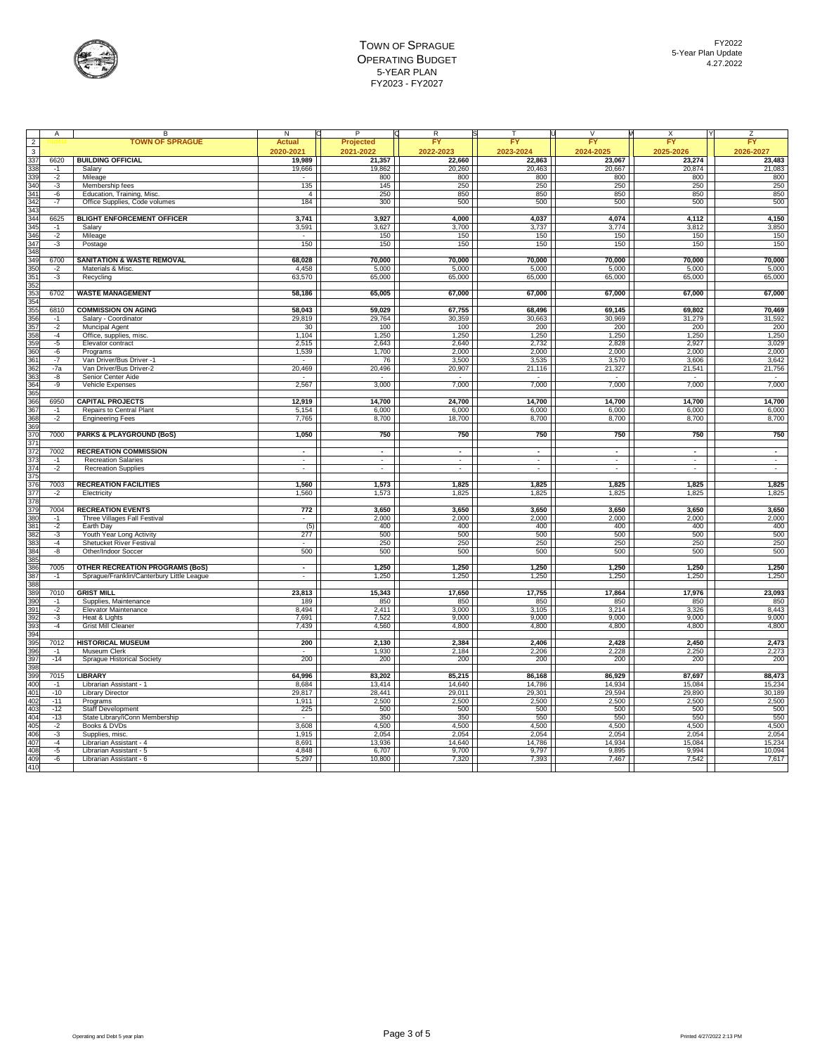# TOWN OF SPRAGUE
## OPERATING BUDGET
### 5-YEAR PLAN
### FY2023 - FY2027

FY2022
5-Year Plan Update
4.27.2022

| | TOWN OF SPRAGUE | Actual 2020-2021 | Projected 2021-2022 | FY 2022-2023 | FY 2023-2024 | FY 2024-2025 | FY 2025-2026 | FY 2026-2027 |
|---|---|---|---|---|---|---|---|---|
| 6620 | **BUILDING OFFICIAL** | **19,989** | **21,357** | **22,660** | **22,863** | **23,067** | **23,274** | **23,483** |
| -1 | Salary | 19,666 | 19,862 | 20,260 | 20,463 | 20,667 | 20,874 | 21,083 |
| -2 | Mileage | - | 800 | 800 | 800 | 800 | 800 | 800 |
| -3 | Membership fees | 135 | 145 | 250 | 250 | 250 | 250 | 250 |
| -6 | Education, Training, Misc. | 4 | 250 | 850 | 850 | 850 | 850 | 850 |
| -7 | Office Supplies, Code volumes | 184 | 300 | 500 | 500 | 500 | 500 | 500 |
| | | | | | | | | |
| 6625 | **BLIGHT ENFORCEMENT OFFICER** | **3,741** | **3,927** | **4,000** | **4,037** | **4,074** | **4,112** | **4,150** |
| -1 | Salary | 3,591 | 3,627 | 3,700 | 3,737 | 3,774 | 3,812 | 3,850 |
| -2 | Mileage | | 150 | 150 | 150 | 150 | 150 | 150 |
| -3 | Postage | 150 | 150 | 150 | 150 | 150 | 150 | 150 |
| | | | | | | | | |
| 6700 | **SANITATION & WASTE REMOVAL** | **68,028** | **70,000** | **70,000** | **70,000** | **70,000** | **70,000** | **70,000** |
| -2 | Materials & Misc. | 4,458 | 5,000 | 5,000 | 5,000 | 5,000 | 5,000 | 5,000 |
| -3 | Recycling | 63,570 | 65,000 | 65,000 | 65,000 | 65,000 | 65,000 | 65,000 |
| | | | | | | | | |
| 6702 | **WASTE MANAGEMENT** | **58,186** | **65,005** | **67,000** | **67,000** | **67,000** | **67,000** | **67,000** |
| | | | | | | | | |
| 6810 | **COMMISSION ON AGING** | **58,043** | **59,029** | **67,755** | **68,496** | **69,145** | **69,802** | **70,469** |
| -1 | Salary - Coordinator | 29,819 | 29,764 | 30,359 | 30,663 | 30,969 | 31,279 | 31,592 |
| -2 | Muncipal Agent | 30 | 100 | 100 | 200 | 200 | 200 | 200 |
| -4 | Office, supplies, misc. | 1,104 | 1,250 | 1,250 | 1,250 | 1,250 | 1,250 | 1,250 |
| -5 | Elevator contract | 2,515 | 2,643 | 2,640 | 2,732 | 2,828 | 2,927 | 3,029 |
| -6 | Programs | 1,539 | 1,700 | 2,000 | 2,000 | 2,000 | 2,000 | 2,000 |
| -7 | Van Driver/Bus Driver -1 | - | 76 | 3,500 | 3,535 | 3,570 | 3,606 | 3,642 |
| -7a | Van Driver/Bus Driver-2 | 20,469 | 20,496 | 20,907 | 21,116 | 21,327 | 21,541 | 21,756 |
| -8 | Senior Center Aide | - | - | - | - | - | - | - |
| -9 | Vehicle Expenses | 2,567 | 3,000 | 7,000 | 7,000 | 7,000 | 7,000 | 7,000 |
| | | | | | | | | |
| 6950 | **CAPITAL PROJECTS** | **12,919** | **14,700** | **24,700** | **14,700** | **14,700** | **14,700** | **14,700** |
| -1 | Repairs to Central Plant | 5,154 | 6,000 | 6,000 | 6,000 | 6,000 | 6,000 | 6,000 |
| -2 | Engineering Fees | 7,765 | 8,700 | 18,700 | 8,700 | 8,700 | 8,700 | 8,700 |
| | | | | | | | | |
| 7000 | **PARKS & PLAYGROUND (BoS)** | **1,050** | **750** | **750** | **750** | **750** | **750** | **750** |
| | | | | | | | | |
| 7002 | **RECREATION COMMISSION** | **-** | **-** | **-** | **-** | **-** | **-** | **-** |
| -1 | Recreation Salaries | - | - | - | - | - | - | - |
| -2 | Recreation Supplies | - | - | - | - | - | - | - |
| | | | | | | | | |
| 7003 | **RECREATION FACILITIES** | **1,560** | **1,573** | **1,825** | **1,825** | **1,825** | **1,825** | **1,825** |
| -2 | Electricity | 1,560 | 1,573 | 1,825 | 1,825 | 1,825 | 1,825 | 1,825 |
| | | | | | | | | |
| 7004 | **RECREATION EVENTS** | **772** | **3,650** | **3,650** | **3,650** | **3,650** | **3,650** | **3,650** |
| -1 | Three Villages Fall Festival | - | 2,000 | 2,000 | 2,000 | 2,000 | 2,000 | 2,000 |
| -2 | Earth Day | (5) | 400 | 400 | 400 | 400 | 400 | 400 |
| -3 | Youth Year Long Activity | 277 | 500 | 500 | 500 | 500 | 500 | 500 |
| -4 | Shetucket River Festival | - | 250 | 250 | 250 | 250 | 250 | 250 |
| -8 | Other/Indoor Soccer | 500 | 500 | 500 | 500 | 500 | 500 | 500 |
| | | | | | | | | |
| 7005 | **OTHER RECREATION PROGRAMS (BoS)** | **-** | **1,250** | **1,250** | **1,250** | **1,250** | **1,250** | **1,250** |
| -1 | Sprague/Franklin/Canterbury Little League | - | 1,250 | 1,250 | 1,250 | 1,250 | 1,250 | 1,250 |
| | | | | | | | | |
| 7010 | **GRIST MILL** | **23,813** | **15,343** | **17,650** | **17,755** | **17,864** | **17,976** | **23,093** |
| -1 | Supplies, Maintenance | 189 | 850 | 850 | 850 | 850 | 850 | 850 |
| -2 | Elevator Maintenance | 8,494 | 2,411 | 3,000 | 3,105 | 3,214 | 3,326 | 8,443 |
| -3 | Heat & Lights | 7,691 | 7,522 | 9,000 | 9,000 | 9,000 | 9,000 | 9,000 |
| -4 | Grist Mill Cleaner | 7,439 | 4,560 | 4,800 | 4,800 | 4,800 | 4,800 | 4,800 |
| | | | | | | | | |
| 7012 | **HISTORICAL MUSEUM** | **200** | **2,130** | **2,384** | **2,406** | **2,428** | **2,450** | **2,473** |
| -1 | Museum Clerk | - | 1,930 | 2,184 | 2,206 | 2,228 | 2,250 | 2,273 |
| -14 | Sprague Historical Society | 200 | 200 | 200 | 200 | 200 | 200 | 200 |
| | | | | | | | | |
| 7015 | **LIBRARY** | **64,996** | **83,202** | **85,215** | **86,168** | **86,929** | **87,697** | **88,473** |
| -1 | Librarian Assistant - 1 | 8,684 | 13,414 | 14,640 | 14,786 | 14,934 | 15,084 | 15,234 |
| -10 | Library Director | 29,817 | 28,441 | 29,011 | 29,301 | 29,594 | 29,890 | 30,189 |
| -11 | Programs | 1,911 | 2,500 | 2,500 | 2,500 | 2,500 | 2,500 | 2,500 |
| -12 | Staff Development | 225 | 500 | 500 | 500 | 500 | 500 | 500 |
| -13 | State Library/iConn Membership | - | 350 | 350 | 550 | 550 | 550 | 550 |
| -2 | Books & DVDs | 3,608 | 4,500 | 4,500 | 4,500 | 4,500 | 4,500 | 4,500 |
| -3 | Supplies, misc. | 1,915 | 2,054 | 2,054 | 2,054 | 2,054 | 2,054 | 2,054 |
| -4 | Librarian Assistant - 4 | 8,691 | 13,936 | 14,640 | 14,786 | 14,934 | 15,084 | 15,234 |
| -5 | Librarian Assistant - 5 | 4,848 | 6,707 | 9,700 | 9,797 | 9,895 | 9,994 | 10,094 |
| -6 | Librarian Assistant - 6 | 5,297 | 10,800 | 7,320 | 7,393 | 7,467 | 7,542 | 7,617 |

Operating and Debt 5 year plan

Printed 4/27/2022 2:13 PM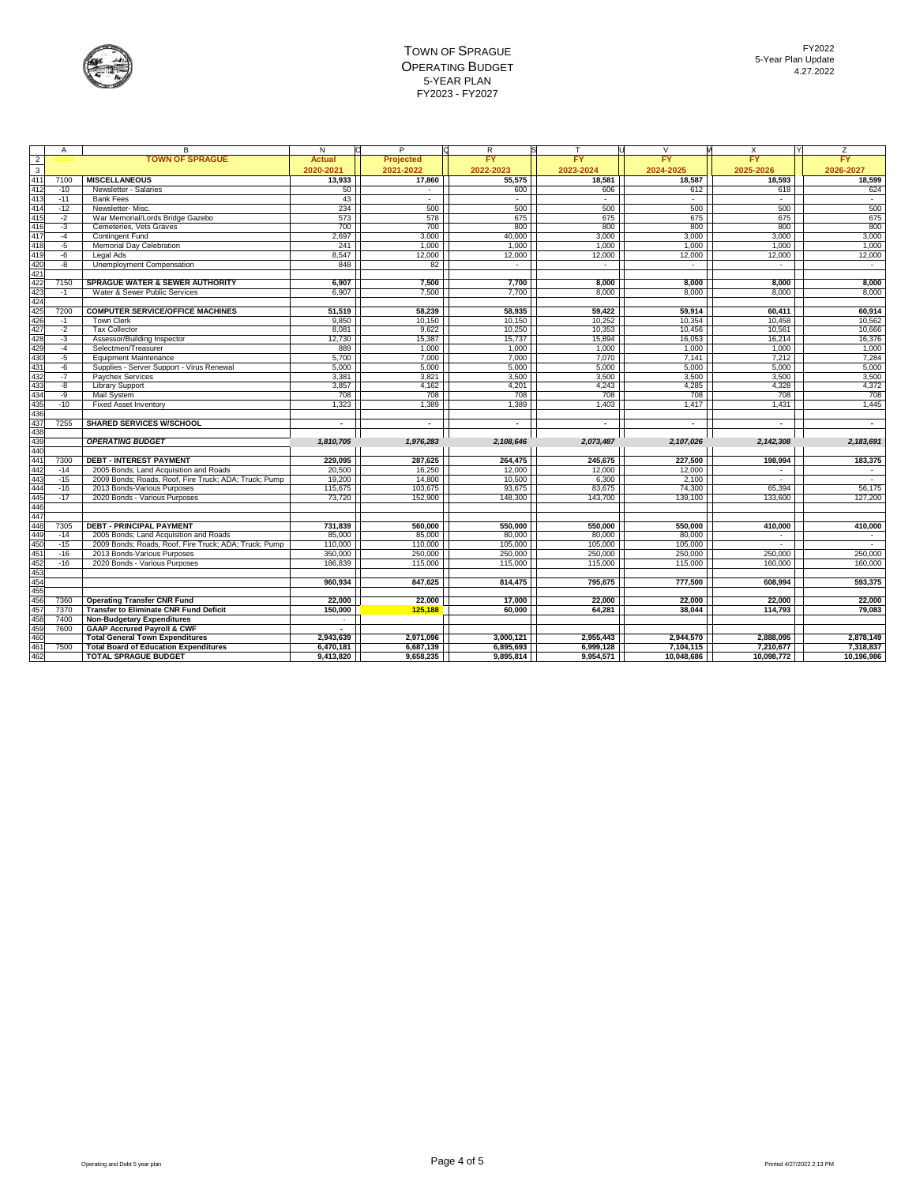# TOWN OF SPRAGUE
## OPERATING BUDGET
### 5-YEAR PLAN
### FY2023 - FY2027

FY2022
5-Year Plan Update
4.27.2022

| | TOWN OF SPRAGUE | Actual 2020-2021 | Projected 2021-2022 | FY 2022-2023 | FY 2023-2024 | FY 2024-2025 | FY 2025-2026 | FY 2026-2027 |
|---|---|---|---|---|---|---|---|---|
| 7100 | **MISCELLANEOUS** | 13,933 | 17,860 | 55,575 | 18,581 | 18,587 | 18,593 | 18,599 |
| -10 | Newsletter - Salaries | 50 | - | 600 | 606 | 612 | 618 | 624 |
| -11 | Bank Fees | 43 | - | - | - | - | - | - |
| -12 | Newsletter- Misc. | 234 | 500 | 500 | 500 | 500 | 500 | 500 |
| -2 | War Memorial/Lords Bridge Gazebo | 573 | 578 | 675 | 675 | 675 | 675 | 675 |
| -3 | Cemeteries, Vets Graves | 700 | 700 | 800 | 800 | 800 | 800 | 800 |
| -4 | Contingent Fund | 2,697 | 3,000 | 40,000 | 3,000 | 3,000 | 3,000 | 3,000 |
| -5 | Memorial Day Celebration | 241 | 1,000 | 1,000 | 1,000 | 1,000 | 1,000 | 1,000 |
| -6 | Legal Ads | 8,547 | 12,000 | 12,000 | 12,000 | 12,000 | 12,000 | 12,000 |
| -8 | Unemployment Compensation | 848 | 82 | - | - | - | - | - |
| | | | | | | | | |
| 7150 | **SPRAGUE WATER & SEWER AUTHORITY** | 6,907 | 7,500 | 7,700 | 8,000 | 8,000 | 8,000 | 8,000 |
| -1 | Water & Sewer Public Services | 6,907 | 7,500 | 7,700 | 8,000 | 8,000 | 8,000 | 8,000 |
| | | | | | | | | |
| 7200 | **COMPUTER SERVICE/OFFICE MACHINES** | 51,519 | 58,239 | 58,935 | 59,422 | 59,914 | 60,411 | 60,914 |
| -1 | Town Clerk | 9,850 | 10,150 | 10,150 | 10,252 | 10,354 | 10,458 | 10,562 |
| -2 | Tax Collector | 8,081 | 9,622 | 10,250 | 10,353 | 10,456 | 10,561 | 10,666 |
| -3 | Assessor/Building Inspector | 12,730 | 15,387 | 15,737 | 15,894 | 16,053 | 16,214 | 16,376 |
| -4 | Selectmen/Treasurer | 889 | 1,000 | 1,000 | 1,000 | 1,000 | 1,000 | 1,000 |
| -5 | Equipment Maintenance | 5,700 | 7,000 | 7,000 | 7,070 | 7,141 | 7,212 | 7,284 |
| -6 | Supplies - Server Support - Virus Renewal | 5,000 | 5,000 | 5,000 | 5,000 | 5,000 | 5,000 | 5,000 |
| -7 | Paychex Services | 3,381 | 3,821 | 3,500 | 3,500 | 3,500 | 3,500 | 3,500 |
| -8 | Library Support | 3,857 | 4,162 | 4,201 | 4,243 | 4,285 | 4,328 | 4,372 |
| -9 | Mail System | 708 | 708 | 708 | 708 | 708 | 708 | 708 |
| -10 | Fixed Asset Inventory | 1,323 | 1,389 | 1,389 | 1,403 | 1,417 | 1,431 | 1,445 |
| | | | | | | | | |
| 7255 | **SHARED SERVICES W/SCHOOL** | - | - | - | - | - | - | - |
| | | | | | | | | |
| | ***OPERATING BUDGET*** | *1,810,705* | *1,976,283* | *2,108,646* | *2,073,487* | *2,107,026* | *2,142,308* | *2,183,691* |
| | | | | | | | | |
| 7300 | **DEBT - INTEREST PAYMENT** | 229,095 | 287,625 | 264,475 | 245,675 | 227,500 | 198,994 | 183,375 |
| -14 | 2005 Bonds; Land Acquisition and Roads | 20,500 | 16,250 | 12,000 | 12,000 | 12,000 | - | - |
| -15 | 2009 Bonds; Roads, Roof, Fire Truck; ADA; Truck; Pump | 19,200 | 14,800 | 10,500 | 6,300 | 2,100 | - | - |
| -16 | 2013 Bonds-Various Purposes | 115,675 | 103,675 | 93,675 | 83,675 | 74,300 | 65,394 | 56,175 |
| -17 | 2020 Bonds - Various Purposes | 73,720 | 152,900 | 148,300 | 143,700 | 139,100 | 133,600 | 127,200 |
| | | | | | | | | |
| | | | | | | | | |
| 7305 | **DEBT - PRINCIPAL PAYMENT** | 731,839 | 560,000 | 550,000 | 550,000 | 550,000 | 410,000 | 410,000 |
| -14 | 2005 Bonds; Land Acquisition and Roads | 85,000 | 85,000 | 80,000 | 80,000 | 80,000 | - | - |
| -15 | 2009 Bonds; Roads, Roof, Fire Truck; ADA; Truck; Pump | 110,000 | 110,000 | 105,000 | 105,000 | 105,000 | - | - |
| -16 | 2013 Bonds-Various Purposes | 350,000 | 250,000 | 250,000 | 250,000 | 250,000 | 250,000 | 250,000 |
| -16 | 2020 Bonds - Various Purposes | 186,839 | 115,000 | 115,000 | 115,000 | 115,000 | 160,000 | 160,000 |
| | | | | | | | | |
| | | **960,934** | **847,625** | **814,475** | **795,675** | **777,500** | **608,994** | **593,375** |
| | | | | | | | | |
| 7360 | **Operating Transfer CNR Fund** | 22,000 | 22,000 | 17,000 | 22,000 | 22,000 | 22,000 | 22,000 |
| 7370 | **Transfer to Eliminate CNR Fund Deficit** | 150,000 | 125,188 | 60,000 | 64,281 | 38,044 | 114,793 | 79,083 |
| 7400 | **Non-Budgetary Expenditures** | - | | | | | | |
| 7600 | **GAAP Accrued Payroll & CWF** | - | | | | | | |
| | **Total General Town Expenditures** | 2,943,639 | 2,971,096 | 3,000,121 | 2,955,443 | 2,944,570 | 2,888,095 | 2,878,149 |
| 7500 | **Total Board of Education Expenditures** | 6,470,181 | 6,687,139 | 6,895,693 | 6,999,128 | 7,104,115 | 7,210,677 | 7,318,837 |
| | **TOTAL SPRAGUE BUDGET** | 9,413,820 | 9,658,235 | 9,895,814 | 9,954,571 | 10,048,686 | 10,098,772 | 10,196,986 |

Operating and Debt 5 year plan

Printed 4/27/2022 2:13 PM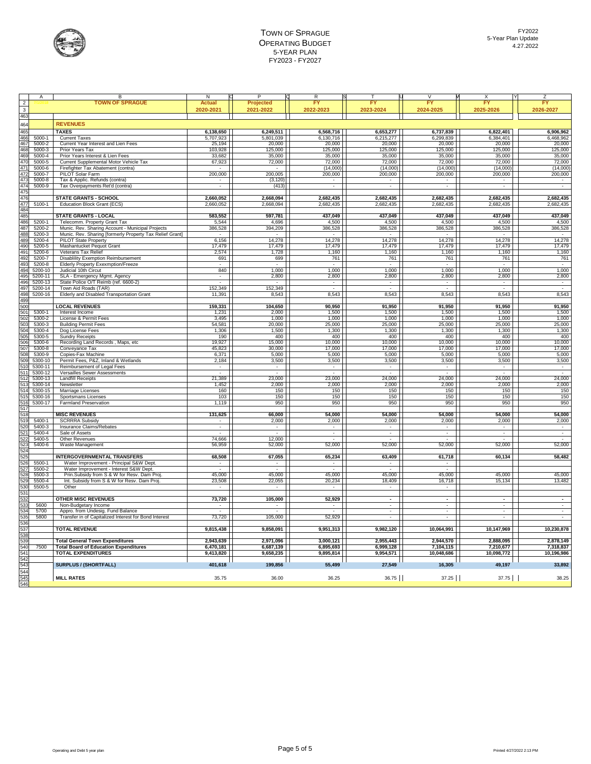# TOWN OF SPRAGUE
## OPERATING BUDGET
### 5-YEAR PLAN
### FY2023 - FY2027

FY2022
5-Year Plan Update
4.27.2022

| | TOWN OF SPRAGUE | Actual 2020-2021 | Projected 2021-2022 | FY 2022-2023 | FY 2023-2024 | FY 2024-2025 | FY 2025-2026 | FY 2026-2027 |
|---|---|---|---|---|---|---|---|---|
| | **REVENUES** | | | | | | | |
| | **TAXES** | **6,138,650** | **6,249,511** | **6,568,716** | **6,653,277** | **6,737,839** | **6,822,401** | **6,906,962** |
| 5000-1 | Current Taxes | 5,707,923 | 5,801,039 | 6,130,716 | 6,215,277 | 6,299,839 | 6,384,401 | 6,468,962 |
| 5000-2 | Current Year Interest and Lien Fees | 25,194 | 20,000 | 20,000 | 20,000 | 20,000 | 20,000 | 20,000 |
| 5000-3 | Prior Years Tax | 103,928 | 125,000 | 125,000 | 125,000 | 125,000 | 125,000 | 125,000 |
| 5000-4 | Prior Years Interest & Lien Fees | 33,682 | 35,000 | 35,000 | 35,000 | 35,000 | 35,000 | 35,000 |
| 5000-5 | Current Supplemental Motor Vehicle Tax | 67,923 | 72,000 | 72,000 | 72,000 | 72,000 | 72,000 | 72,000 |
| 5000-6 | Firefighter Tax Abatement (contra) | - | - | (14,000) | (14,000) | (14,000) | (14,000) | (14,000) |
| 5000-7 | PILOT Solar Farm | 200,000 | 200,005 | 200,000 | 200,000 | 200,000 | 200,000 | 200,000 |
| 5000-8 | Tax & Applic. Refunds (contra) | - | (3,120) | - | - | - | - | - |
| 5000-9 | Tax Overpayments Ret'd (contra) | - | (413) | - | - | - | - | - |
| | **STATE GRANTS - SCHOOL** | **2,660,052** | **2,668,094** | **2,682,435** | **2,682,435** | **2,682,435** | **2,682,435** | **2,682,435** |
| 5100-1 | Education Block Grant (ECS) | 2,660,052 | 2,668,094 | 2,682,435 | 2,682,435 | 2,682,435 | 2,682,435 | 2,682,435 |
| | **STATE GRANTS - LOCAL** | **583,552** | **597,781** | **437,049** | **437,049** | **437,049** | **437,049** | **437,049** |
| 5200-1 | Telecomm. Property Grant Tax | 5,544 | 4,696 | 4,500 | 4,500 | 4,500 | 4,500 | 4,500 |
| 5200-2 | Munic. Rev. Sharing Account - Municipal Projects | 386,528 | 394,209 | 386,528 | 386,528 | 386,528 | 386,528 | 386,528 |
| 5200-3 | Munic. Rev. Sharing [formerly Property Tax Relief Grant] | - | - | - | - | - | - | - |
| 5200-4 | PILOT State Property | 6,156 | 14,278 | 14,278 | 14,278 | 14,278 | 14,278 | 14,278 |
| 5200-5 | Mashantucket Pequot Grant | 17,479 | 17,479 | 17,479 | 17,479 | 17,479 | 17,479 | 17,479 |
| 5200-6 | Veterans Tax Relief | 2,574 | 1,728 | 1,160 | 1,160 | 1,160 | 1,160 | 1,160 |
| 5200-7 | Disablility Exemption Reimbursement | 691 | 699 | 761 | 761 | 761 | 761 | 761 |
| 5200-8 | Elderly Property Exexmption/Freeze | - | - | - | - | - | - | - |
| 5200-10 | Judicial 10th Circut | 840 | 1,000 | 1,000 | 1,000 | 1,000 | 1,000 | 1,000 |
| 5200-11 | SLA - Emergency Mgmt. Agency | - | 2,800 | 2,800 | 2,800 | 2,800 | 2,800 | 2,800 |
| 5200-13 | State Police O/T Reimb (ref. 6600-2) | - | - | - | - | - | - | - |
| 5200-14 | Town Aid Roads (TAR) | 152,349 | 152,349 | - | - | - | - | - |
| 5200-16 | Elderly and Disabled Transportation Grant | 11,391 | 8,543 | 8,543 | 8,543 | 8,543 | 8,543 | 8,543 |
| | **LOCAL REVENUES** | **159,331** | **104,650** | **90,950** | **91,950** | **91,950** | **91,950** | **91,950** |
| 5300-1 | Interest Income | 1,231 | 2,000 | 1,500 | 1,500 | 1,500 | 1,500 | 1,500 |
| 5300-2 | License & Permit Fees | 3,495 | 1,000 | 1,000 | 1,000 | 1,000 | 1,000 | 1,000 |
| 5300-3 | Building Permit Fees | 54,581 | 20,000 | 25,000 | 25,000 | 25,000 | 25,000 | 25,000 |
| 5300-4 | Dog License Fees | 1,306 | 1,500 | 1,300 | 1,300 | 1,300 | 1,300 | 1,300 |
| 5300-5 | Sundry Receipts | 190 | 400 | 400 | 400 | 400 | 400 | 400 |
| 5300-6 | Recording Land Records , Maps, etc | 19,927 | 15,000 | 10,000 | 10,000 | 10,000 | 10,000 | 10,000 |
| 5300-8 | Conveyance Tax | 45,823 | 30,000 | 17,000 | 17,000 | 17,000 | 17,000 | 17,000 |
| 5300-9 | Copies-Fax Machine | 6,371 | 5,000 | 5,000 | 5,000 | 5,000 | 5,000 | 5,000 |
| 5300-10 | Permit Fees, P&Z, Inland & Wetlands | 2,184 | 3,500 | 3,500 | 3,500 | 3,500 | 3,500 | 3,500 |
| 5300-11 | Reimbursement of Legal Fees | - | - | - | - | - | - | - |
| 5300-12 | Versailles Sewer Assessments | - | - | - | - | - | - | - |
| 5300-13 | Landfill Receipts | 21,389 | 23,000 | 23,000 | 24,000 | 24,000 | 24,000 | 24,000 |
| 5300-14 | Newsletter | 1,452 | 2,000 | 2,000 | 2,000 | 2,000 | 2,000 | 2,000 |
| 5300-15 | Marriage Licenses | 160 | 150 | 150 | 150 | 150 | 150 | 150 |
| 5300-16 | Sportsmans Licenses | 103 | 150 | 150 | 150 | 150 | 150 | 150 |
| 5300-17 | Farmland Preservation | 1,119 | 950 | 950 | 950 | 950 | 950 | 950 |
| | **MISC REVENUES** | **131,625** | **66,000** | **54,000** | **54,000** | **54,000** | **54,000** | **54,000** |
| 5400-1 | SCRRRA Subsidy | - | 2,000 | 2,000 | 2,000 | 2,000 | 2,000 | 2,000 |
| 5400-3 | Insurance Claims/Rebates | - | - | - | - | - | - | - |
| 5400-4 | Sale of Assets | - | - | - | - | - | - | - |
| 5400-5 | Other Revenues | 74,666 | 12,000 | - | - | - | - | - |
| 5400-6 | Waste Management | 56,959 | 52,000 | 52,000 | 52,000 | 52,000 | 52,000 | 52,000 |
| | **INTERGOVERNMENTAL TRANSFERS** | **68,508** | **67,055** | **65,234** | **63,409** | **61,718** | **60,134** | **58,482** |
| 5500-1 | Water Improvement - Principal S&W Dept. | - | - | - | - | - | | |
| 5500-2 | Water Improvement - Interest S&W Dept. | - | - | - | - | - | | |
| 5500-3 | Prin.Subsidy from S & W for Resv. Dam Proj. | 45,000 | 45,000 | 45,000 | 45,000 | 45,000 | 45,000 | 45,000 |
| 5500-4 | Int. Subsidy from S & W for Resv. Dam Proj. | 23,508 | 22,055 | 20,234 | 18,409 | 16,718 | 15,134 | 13,482 |
| 5500-5 | Other | - | - | - | - | - | | |
| | **OTHER MISC REVENUES** | **73,720** | **105,000** | **52,929** | **-** | **-** | **-** | **-** |
| 5600 | Non-Budgetary Income | - | - | - | - | - | - | - |
| 5700 | Appro. from Undesig. Fund Balance | - | - | - | - | - | - | - |
| 5800 | Transfer in of Capitalized Interest for Bond Interest | 73,720 | 105,000 | 52,929 | - | - | - | - |
| | **TOTAL REVENUE** | **9,815,438** | **9,858,091** | **9,951,313** | **9,982,120** | **10,064,991** | **10,147,969** | **10,230,878** |
| | **Total General Town Expenditures** | **2,943,639** | **2,971,096** | **3,000,121** | **2,955,443** | **2,944,570** | **2,888,095** | **2,878,149** |
| 7500 | **Total Board of Education Expenditures** | **6,470,181** | **6,687,139** | **6,895,693** | **6,999,128** | **7,104,115** | **7,210,677** | **7,318,837** |
| | **TOTAL EXPENDITURES** | **9,413,820** | **9,658,235** | **9,895,814** | **9,954,571** | **10,048,686** | **10,098,772** | **10,196,986** |
| | **SURPLUS / (SHORTFALL)** | **401,618** | **199,856** | **55,499** | **27,549** | **16,305** | **49,197** | **33,892** |
| | **MILL RATES** | 35.75 | 36.00 | 36.25 | 36.75 | 37.25 | 37.75 | 38.25 |

Operating and Debt 5 year plan

Printed 4/27/2022 2:13 PM